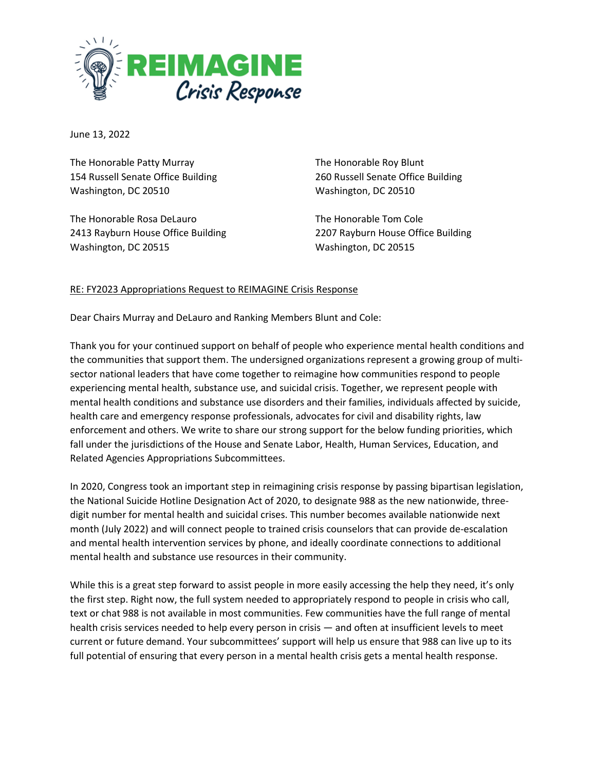**REIMAGINE**
*Crisis Response*

June 13, 2022

The Honorable Patty Murray
154 Russell Senate Office Building
Washington, DC 20510

The Honorable Roy Blunt
260 Russell Senate Office Building
Washington, DC 20510

The Honorable Rosa DeLauro
2413 Rayburn House Office Building
Washington, DC 20515

The Honorable Tom Cole
2207 Rayburn House Office Building
Washington, DC 20515

RE: FY2023 Appropriations Request to REIMAGINE Crisis Response

Dear Chairs Murray and DeLauro and Ranking Members Blunt and Cole:

Thank you for your continued support on behalf of people who experience mental health conditions and the communities that support them. The undersigned organizations represent a growing group of multi-sector national leaders that have come together to reimagine how communities respond to people experiencing mental health, substance use, and suicidal crisis. Together, we represent people with mental health conditions and substance use disorders and their families, individuals affected by suicide, health care and emergency response professionals, advocates for civil and disability rights, law enforcement and others. We write to share our strong support for the below funding priorities, which fall under the jurisdictions of the House and Senate Labor, Health, Human Services, Education, and Related Agencies Appropriations Subcommittees.

In 2020, Congress took an important step in reimagining crisis response by passing bipartisan legislation, the National Suicide Hotline Designation Act of 2020, to designate 988 as the new nationwide, three-digit number for mental health and suicidal crises. This number becomes available nationwide next month (July 2022) and will connect people to trained crisis counselors that can provide de-escalation and mental health intervention services by phone, and ideally coordinate connections to additional mental health and substance use resources in their community.

While this is a great step forward to assist people in more easily accessing the help they need, it's only the first step. Right now, the full system needed to appropriately respond to people in crisis who call, text or chat 988 is not available in most communities. Few communities have the full range of mental health crisis services needed to help every person in crisis — and often at insufficient levels to meet current or future demand. Your subcommittees' support will help us ensure that 988 can live up to its full potential of ensuring that every person in a mental health crisis gets a mental health response.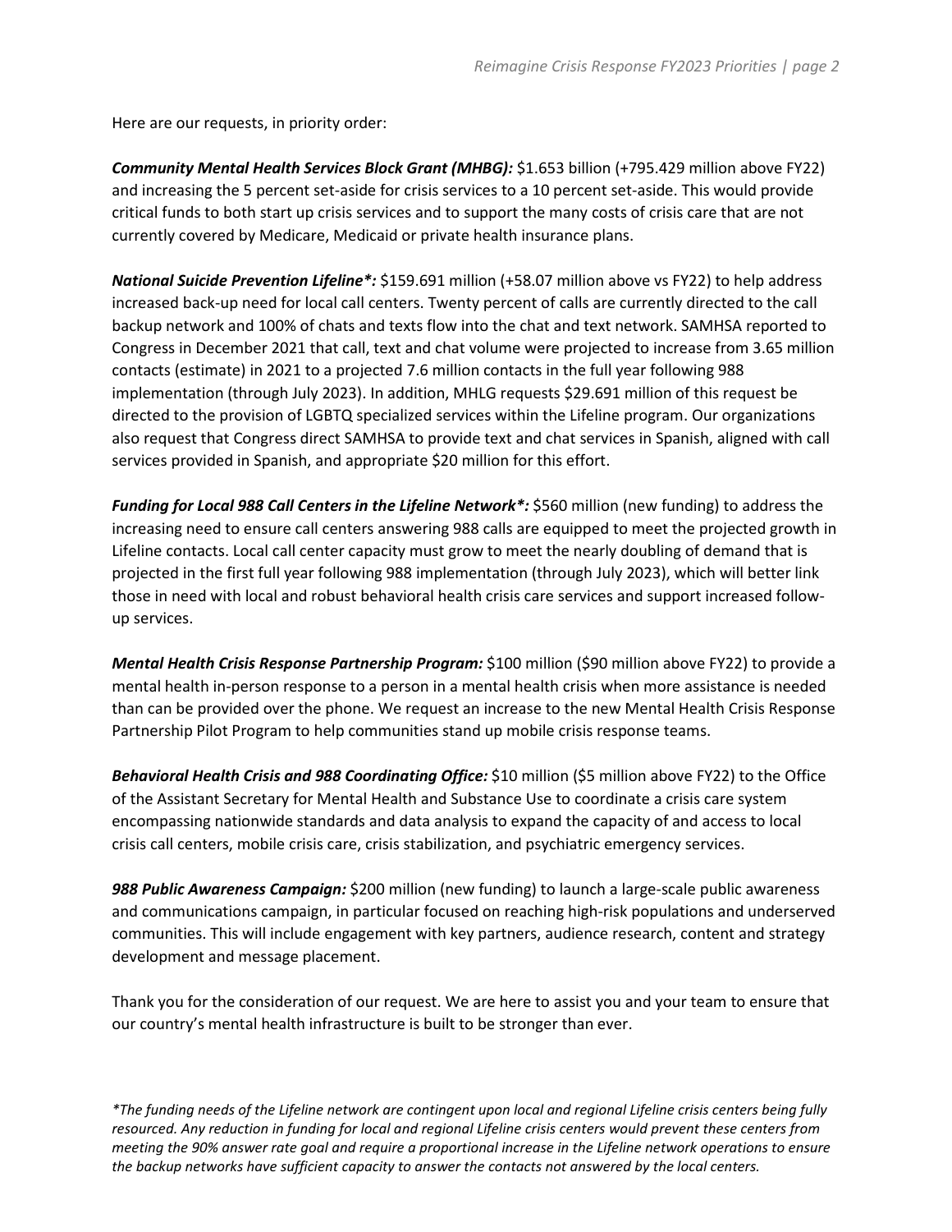Here are our requests, in priority order:

***Community Mental Health Services Block Grant (MHBG):*** $1.653 billion (+795.429 million above FY22) and increasing the 5 percent set-aside for crisis services to a 10 percent set-aside. This would provide critical funds to both start up crisis services and to support the many costs of crisis care that are not currently covered by Medicare, Medicaid or private health insurance plans.

***National Suicide Prevention Lifeline*:*** $159.691 million (+58.07 million above vs FY22) to help address increased back-up need for local call centers. Twenty percent of calls are currently directed to the call backup network and 100% of chats and texts flow into the chat and text network. SAMHSA reported to Congress in December 2021 that call, text and chat volume were projected to increase from 3.65 million contacts (estimate) in 2021 to a projected 7.6 million contacts in the full year following 988 implementation (through July 2023). In addition, MHLG requests $29.691 million of this request be directed to the provision of LGBTQ specialized services within the Lifeline program. Our organizations also request that Congress direct SAMHSA to provide text and chat services in Spanish, aligned with call services provided in Spanish, and appropriate $20 million for this effort.

***Funding for Local 988 Call Centers in the Lifeline Network*:*** $560 million (new funding) to address the increasing need to ensure call centers answering 988 calls are equipped to meet the projected growth in Lifeline contacts. Local call center capacity must grow to meet the nearly doubling of demand that is projected in the first full year following 988 implementation (through July 2023), which will better link those in need with local and robust behavioral health crisis care services and support increased follow-up services.

***Mental Health Crisis Response Partnership Program:*** $100 million ($90 million above FY22) to provide a mental health in-person response to a person in a mental health crisis when more assistance is needed than can be provided over the phone. We request an increase to the new Mental Health Crisis Response Partnership Pilot Program to help communities stand up mobile crisis response teams.

***Behavioral Health Crisis and 988 Coordinating Office:*** $10 million ($5 million above FY22) to the Office of the Assistant Secretary for Mental Health and Substance Use to coordinate a crisis care system encompassing nationwide standards and data analysis to expand the capacity of and access to local crisis call centers, mobile crisis care, crisis stabilization, and psychiatric emergency services.

***988 Public Awareness Campaign:*** $200 million (new funding) to launch a large-scale public awareness and communications campaign, in particular focused on reaching high-risk populations and underserved communities. This will include engagement with key partners, audience research, content and strategy development and message placement.

Thank you for the consideration of our request. We are here to assist you and your team to ensure that our country's mental health infrastructure is built to be stronger than ever.

*\*The funding needs of the Lifeline network are contingent upon local and regional Lifeline crisis centers being fully resourced. Any reduction in funding for local and regional Lifeline crisis centers would prevent these centers from meeting the 90% answer rate goal and require a proportional increase in the Lifeline network operations to ensure the backup networks have sufficient capacity to answer the contacts not answered by the local centers.*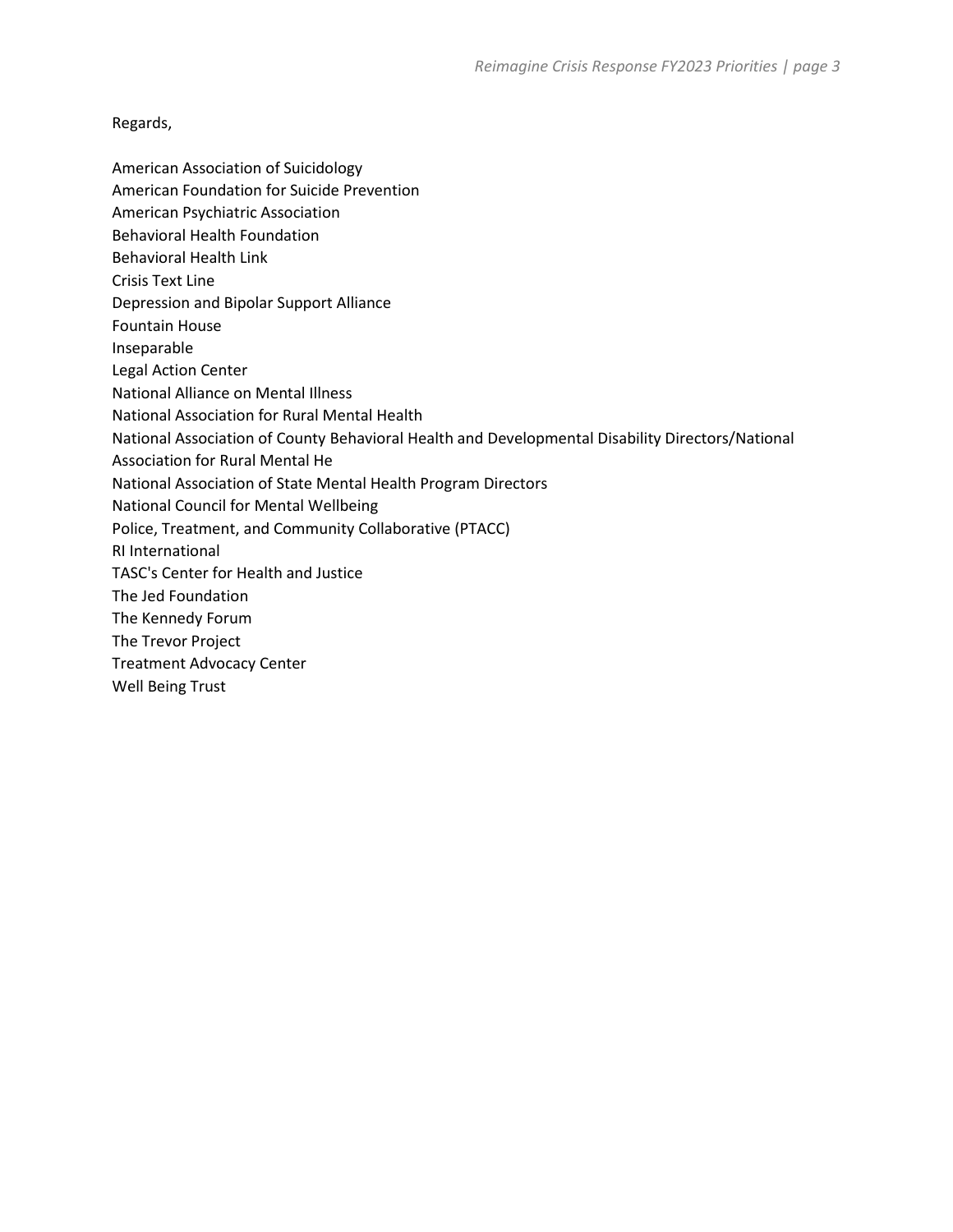Regards,

American Association of Suicidology
American Foundation for Suicide Prevention
American Psychiatric Association
Behavioral Health Foundation
Behavioral Health Link
Crisis Text Line
Depression and Bipolar Support Alliance
Fountain House
Inseparable
Legal Action Center
National Alliance on Mental Illness
National Association for Rural Mental Health
National Association of County Behavioral Health and Developmental Disability Directors/National Association for Rural Mental He
National Association of State Mental Health Program Directors
National Council for Mental Wellbeing
Police, Treatment, and Community Collaborative (PTACC)
RI International
TASC's Center for Health and Justice
The Jed Foundation
The Kennedy Forum
The Trevor Project
Treatment Advocacy Center
Well Being Trust